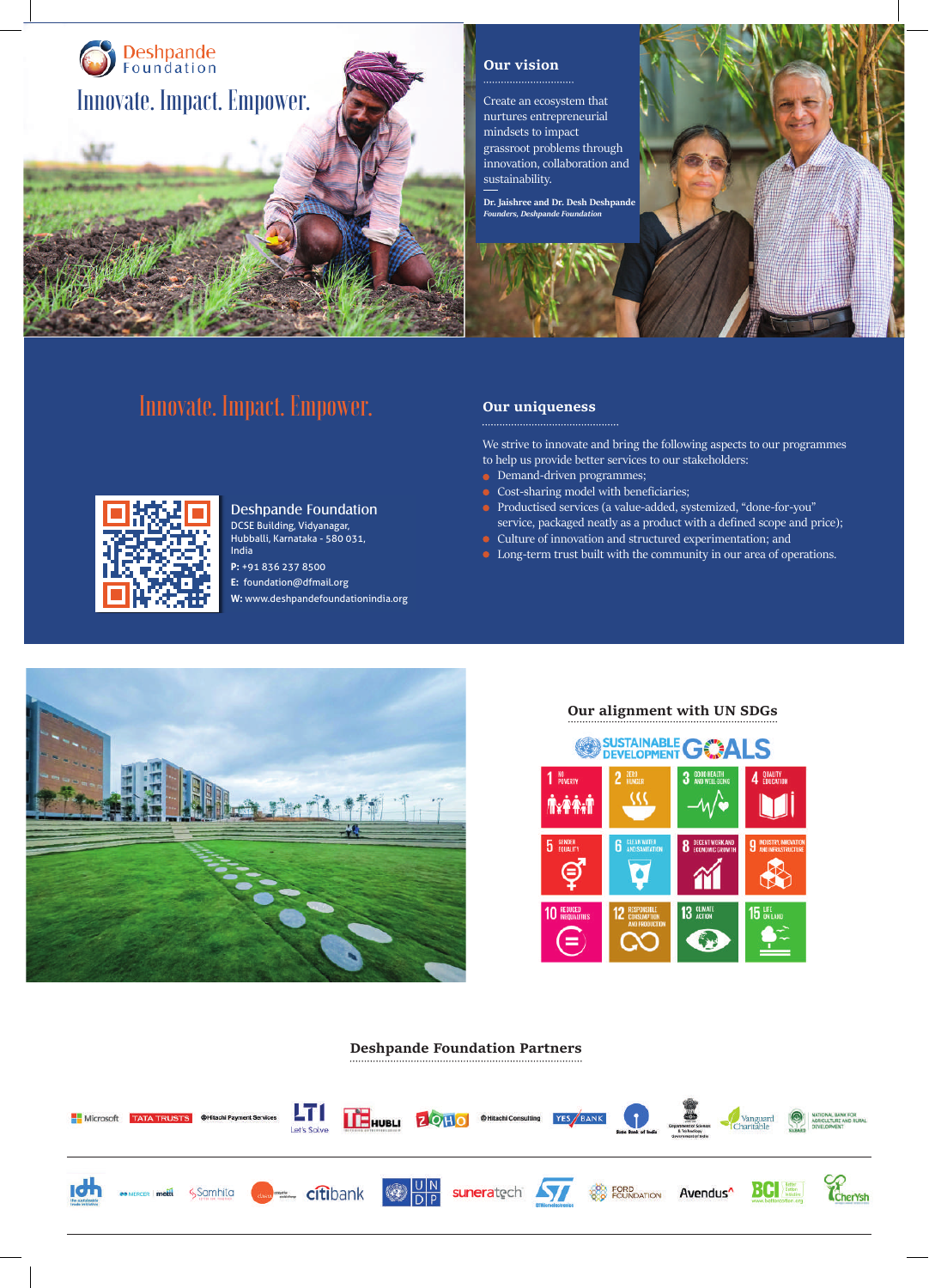# Deshpande Foundation

Innovate. Impact. Empower.

## Our vision

Create an ecosystem that nurtures entrepreneurial mindsets to impact grassroot problems through innovation, collaboration and sustainability.

**Dr. Jaishree and Dr. Desh Deshpande**
*Founders, Deshpande Foundation*

Innovate. Impact. Empower.

**Deshpande Foundation**
DCSE Building, Vidyanagar,
Hubballi, Karnataka - 580 031,
India
**P:** +91 836 237 8500
**E:** foundation@dfmail.org
**W:** www.deshpandefoundationindia.org

## Our uniqueness

We strive to innovate and bring the following aspects to our programmes to help us provide better services to our stakeholders:

- Demand-driven programmes;
- Cost-sharing model with beneficiaries;
- Productised services (a value-added, systemized, "done-for-you" service, packaged neatly as a product with a defined scope and price);
- Culture of innovation and structured experimentation; and
- Long-term trust built with the community in our area of operations.

## Our alignment with UN SDGs

SUSTAINABLE DEVELOPMENT GOALS

1. No Poverty
2. Zero Hunger
3. Good Health and Well-Being
4. Quality Education
5. Gender Equality
6. Clean Water and Sanitation
8. Decent Work and Economic Growth
9. Industry, Innovation and Infrastructure
10. Reduced Inequalities
12. Responsible Consumption and Production
13. Climate Action
15. Life on Land

## Deshpande Foundation Partners

Microsoft, Tata Trusts, Hitachi Payment Services, LTI Let's Solve, TiE Hubli, Zoho, Hitachi Consulting, Yes Bank, State Bank of India, Government of India Department of Science & Technology, Vanguard Charitable, National Bank for Agriculture and Rural Development (NABARD), IDH the sustainable trade initiative, Mercer | Mettl, Samhita, Citibank, UNDP, Suneratech, ST Microelectronics, Ford Foundation, Avendus, BCI Better Cotton Initiative, CherYsh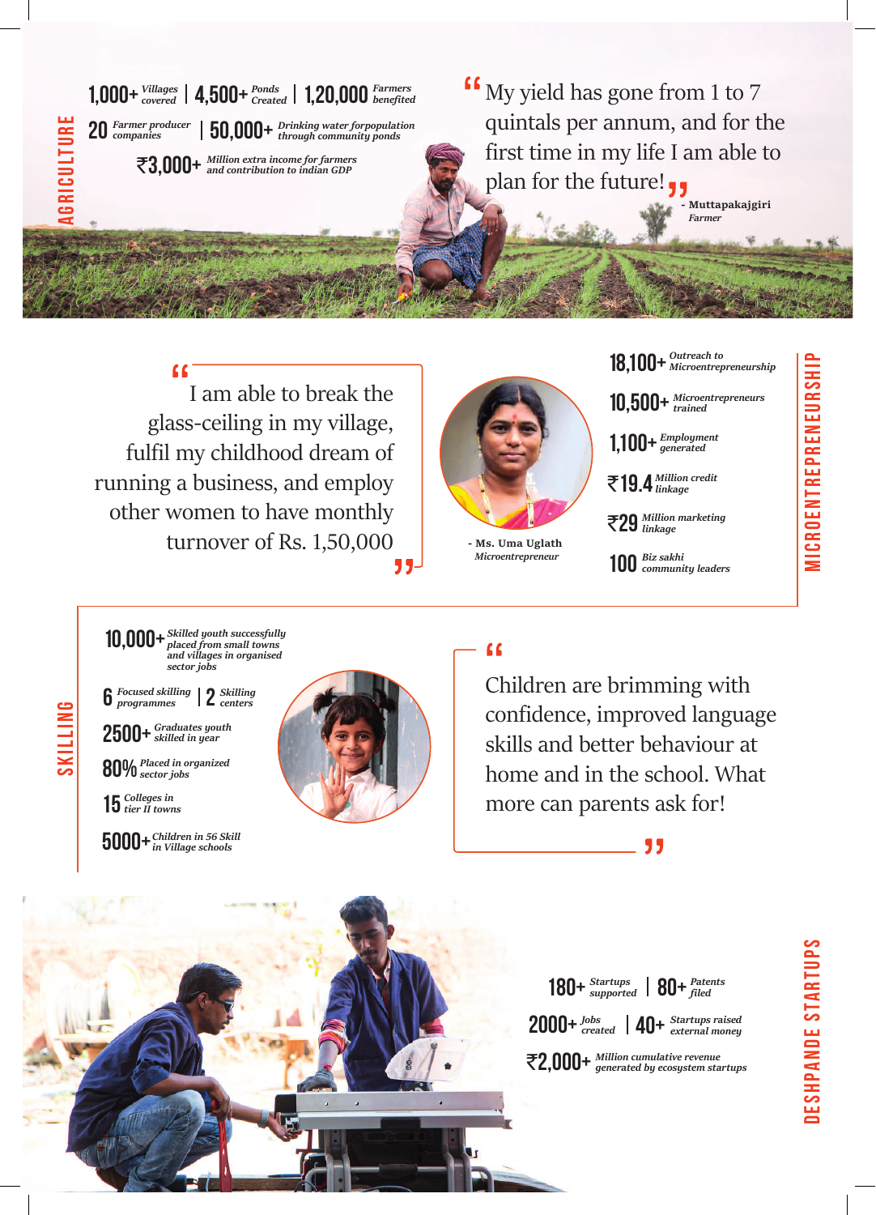## AGRICULTURE

1,000+ Villages covered | 4,500+ Ponds Created | 1,20,000 Farmers benefited

20 Farmer producer companies | 50,000+ Drinking water forpopulation through community ponds

₹3,000+ Million extra income for farmers and contribution to indian GDP

"My yield has gone from 1 to 7 quintals per annum, and for the first time in my life I am able to plan for the future!"

- Muttapakajgiri
*Farmer*

## MICROENTREPRENEURSHIP

"I am able to break the glass-ceiling in my village, fulfil my childhood dream of running a business, and employ other women to have monthly turnover of Rs. 1,50,000"

- Ms. Uma Uglath
*Microentrepreneur*

18,100+ Outreach to Microentrepreneurship

10,500+ Microentrepreneurs trained

1,100+ Employment generated

₹19.4 Million credit linkage

₹29 Million marketing linkage

100 Biz sakhi community leaders

## SKILLING

10,000+ Skilled youth successfully placed from small towns and villages in organised sector jobs

6 Focused skilling programmes | 2 Skilling centers

2500+ Graduates youth skilled in year

80% Placed in organized sector jobs

15 Colleges in tier II towns

5000+ Children in 56 Skill in Village schools

"Children are brimming with confidence, improved language skills and better behaviour at home and in the school. What more can parents ask for!"

## DESHPANDE STARTUPS

180+ Startups supported | 80+ Patents filed

2000+ Jobs created | 40+ Startups raised external money

₹2,000+ Million cumulative revenue generated by ecosystem startups